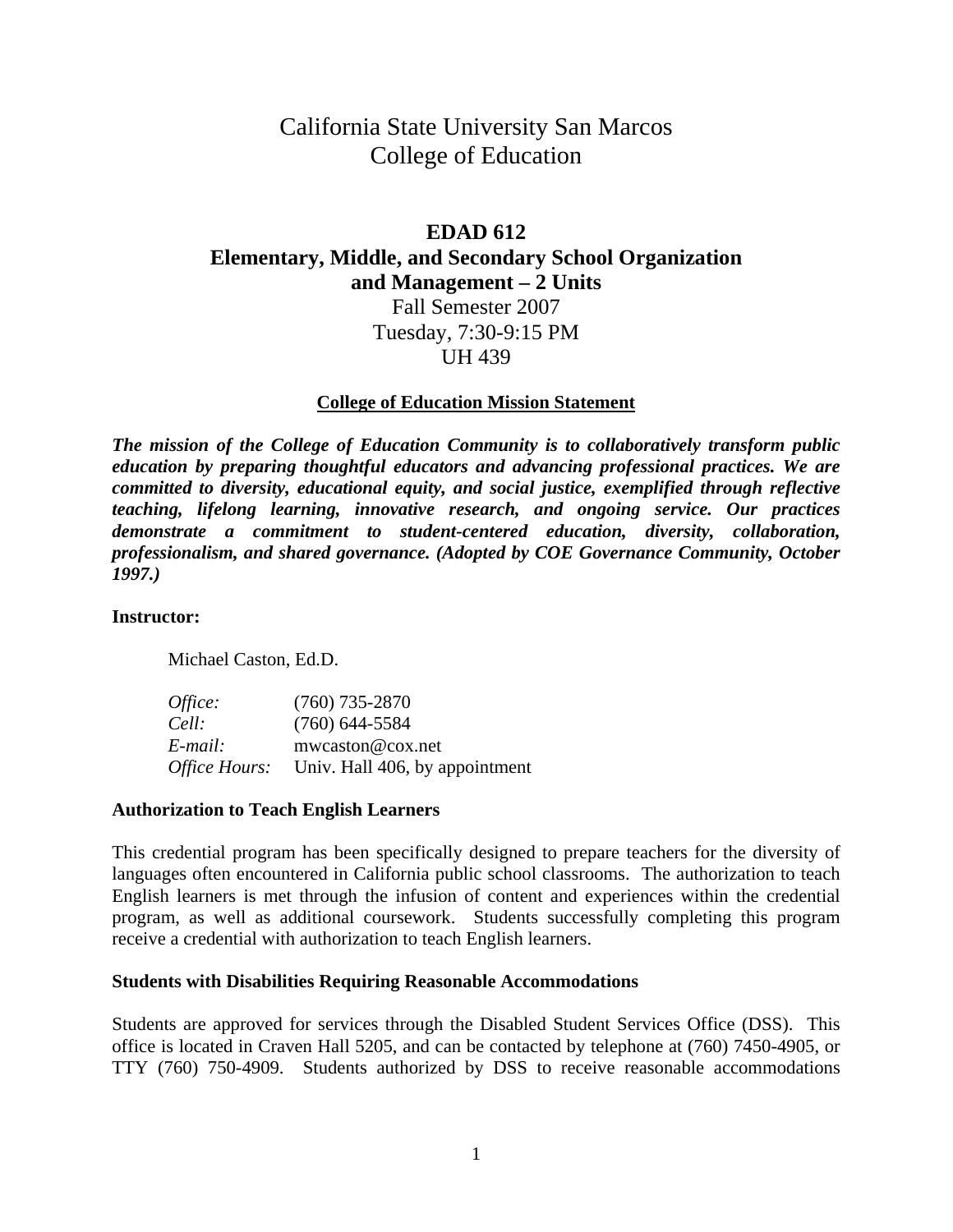# California State University San Marcos
# College of Education

## EDAD 612
## Elementary, Middle, and Secondary School Organization and Management – 2 Units

Fall Semester 2007
Tuesday, 7:30-9:15 PM
UH 439

### College of Education Mission Statement

***The mission of the College of Education Community is to collaboratively transform public education by preparing thoughtful educators and advancing professional practices. We are committed to diversity, educational equity, and social justice, exemplified through reflective teaching, lifelong learning, innovative research, and ongoing service. Our practices demonstrate a commitment to student-centered education, diversity, collaboration, professionalism, and shared governance. (Adopted by COE Governance Community, October 1997.)***

**Instructor:**

Michael Caston, Ed.D.

*Office:* (760) 735-2870
*Cell:* (760) 644-5584
*E-mail:* mwcaston@cox.net
*Office Hours:* Univ. Hall 406, by appointment

**Authorization to Teach English Learners**

This credential program has been specifically designed to prepare teachers for the diversity of languages often encountered in California public school classrooms. The authorization to teach English learners is met through the infusion of content and experiences within the credential program, as well as additional coursework. Students successfully completing this program receive a credential with authorization to teach English learners.

**Students with Disabilities Requiring Reasonable Accommodations**

Students are approved for services through the Disabled Student Services Office (DSS). This office is located in Craven Hall 5205, and can be contacted by telephone at (760) 7450-4905, or TTY (760) 750-4909. Students authorized by DSS to receive reasonable accommodations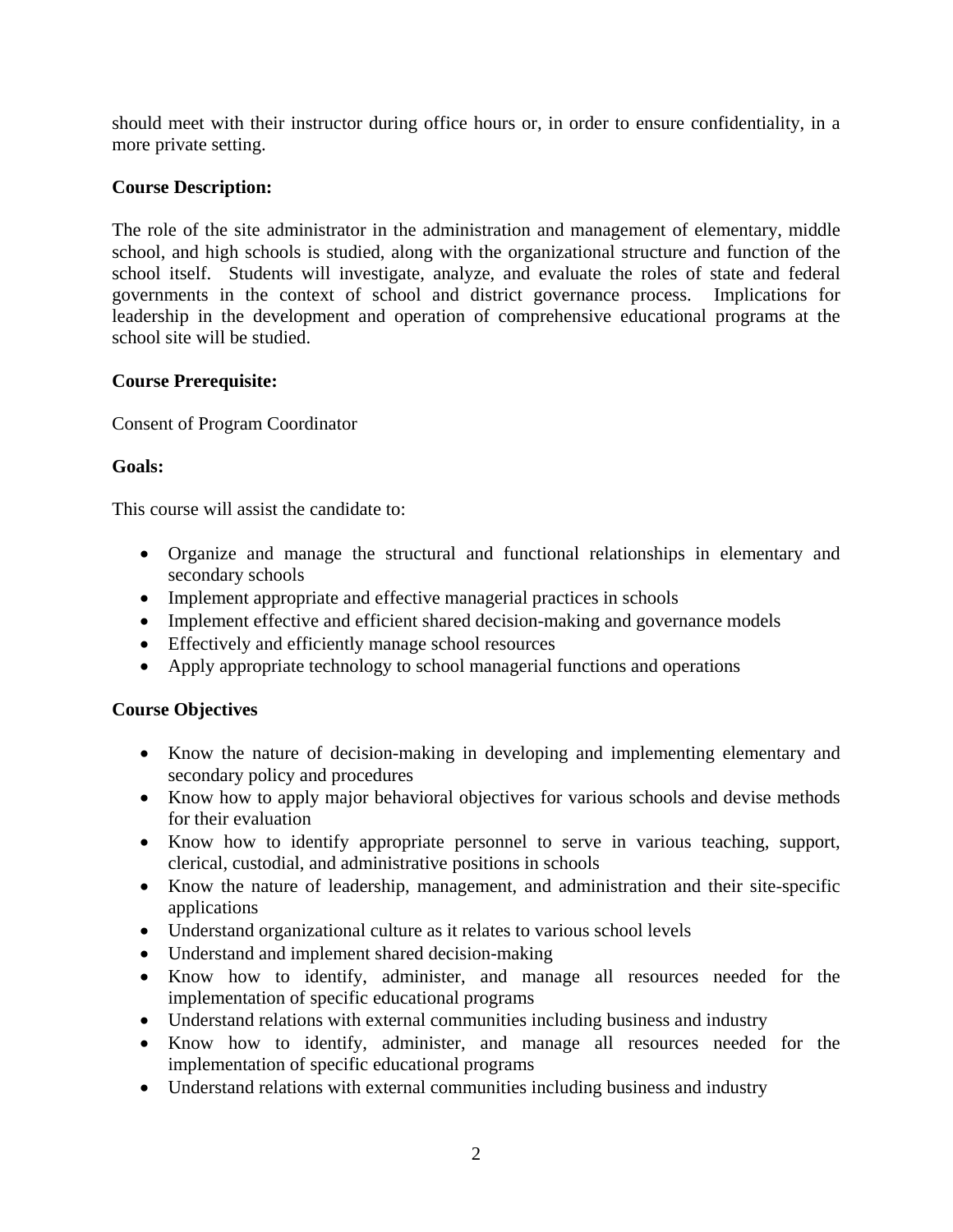should meet with their instructor during office hours or, in order to ensure confidentiality, in a more private setting.

**Course Description:**

The role of the site administrator in the administration and management of elementary, middle school, and high schools is studied, along with the organizational structure and function of the school itself. Students will investigate, analyze, and evaluate the roles of state and federal governments in the context of school and district governance process. Implications for leadership in the development and operation of comprehensive educational programs at the school site will be studied.

**Course Prerequisite:**

Consent of Program Coordinator

**Goals:**

This course will assist the candidate to:

- Organize and manage the structural and functional relationships in elementary and secondary schools
- Implement appropriate and effective managerial practices in schools
- Implement effective and efficient shared decision-making and governance models
- Effectively and efficiently manage school resources
- Apply appropriate technology to school managerial functions and operations

**Course Objectives**

- Know the nature of decision-making in developing and implementing elementary and secondary policy and procedures
- Know how to apply major behavioral objectives for various schools and devise methods for their evaluation
- Know how to identify appropriate personnel to serve in various teaching, support, clerical, custodial, and administrative positions in schools
- Know the nature of leadership, management, and administration and their site-specific applications
- Understand organizational culture as it relates to various school levels
- Understand and implement shared decision-making
- Know how to identify, administer, and manage all resources needed for the implementation of specific educational programs
- Understand relations with external communities including business and industry
- Know how to identify, administer, and manage all resources needed for the implementation of specific educational programs
- Understand relations with external communities including business and industry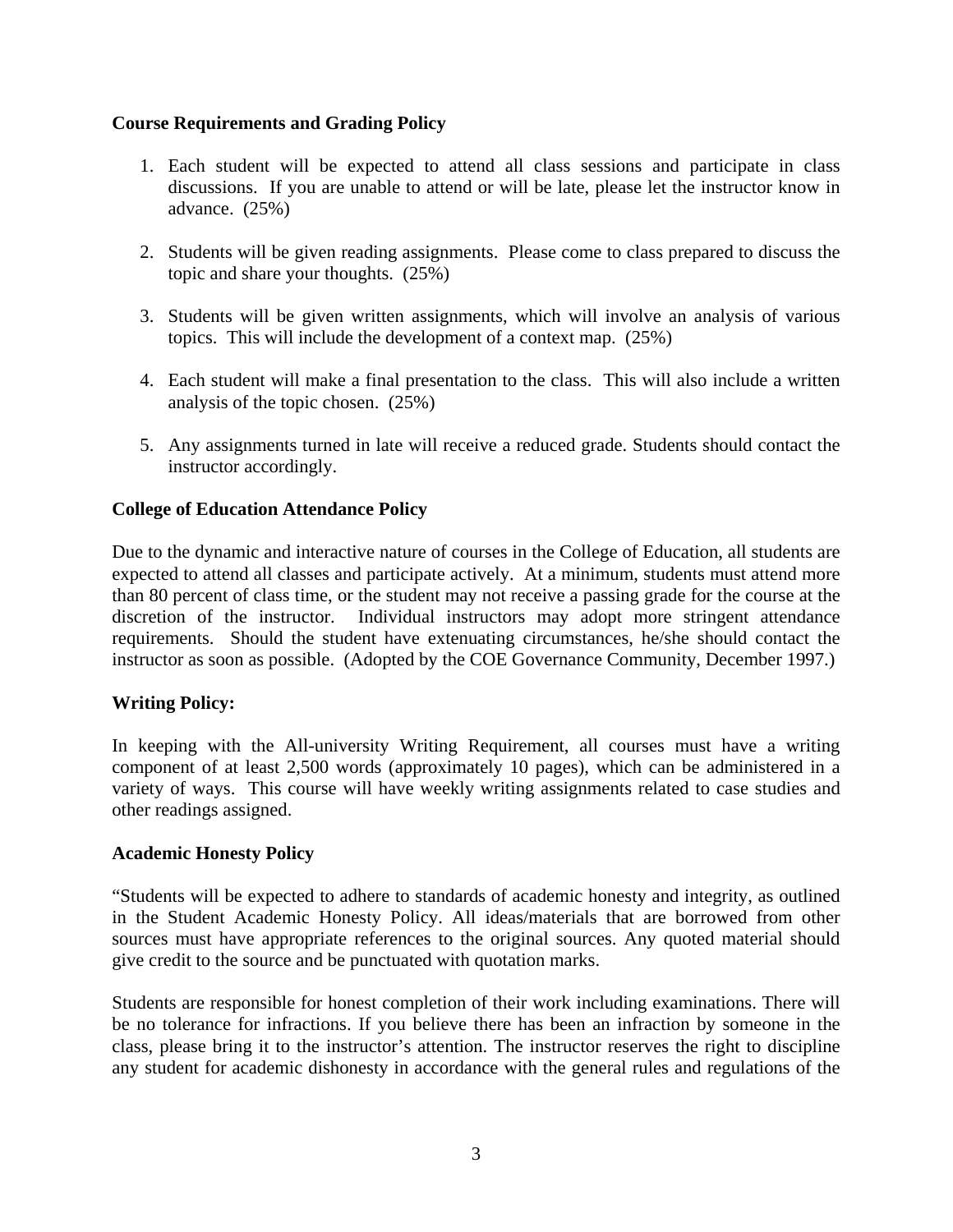**Course Requirements and Grading Policy**

1. Each student will be expected to attend all class sessions and participate in class discussions. If you are unable to attend or will be late, please let the instructor know in advance. (25%)

2. Students will be given reading assignments. Please come to class prepared to discuss the topic and share your thoughts. (25%)

3. Students will be given written assignments, which will involve an analysis of various topics. This will include the development of a context map. (25%)

4. Each student will make a final presentation to the class. This will also include a written analysis of the topic chosen. (25%)

5. Any assignments turned in late will receive a reduced grade. Students should contact the instructor accordingly.

**College of Education Attendance Policy**

Due to the dynamic and interactive nature of courses in the College of Education, all students are expected to attend all classes and participate actively. At a minimum, students must attend more than 80 percent of class time, or the student may not receive a passing grade for the course at the discretion of the instructor. Individual instructors may adopt more stringent attendance requirements. Should the student have extenuating circumstances, he/she should contact the instructor as soon as possible. (Adopted by the COE Governance Community, December 1997.)

**Writing Policy:**

In keeping with the All-university Writing Requirement, all courses must have a writing component of at least 2,500 words (approximately 10 pages), which can be administered in a variety of ways. This course will have weekly writing assignments related to case studies and other readings assigned.

**Academic Honesty Policy**

"Students will be expected to adhere to standards of academic honesty and integrity, as outlined in the Student Academic Honesty Policy. All ideas/materials that are borrowed from other sources must have appropriate references to the original sources. Any quoted material should give credit to the source and be punctuated with quotation marks.

Students are responsible for honest completion of their work including examinations. There will be no tolerance for infractions. If you believe there has been an infraction by someone in the class, please bring it to the instructor's attention. The instructor reserves the right to discipline any student for academic dishonesty in accordance with the general rules and regulations of the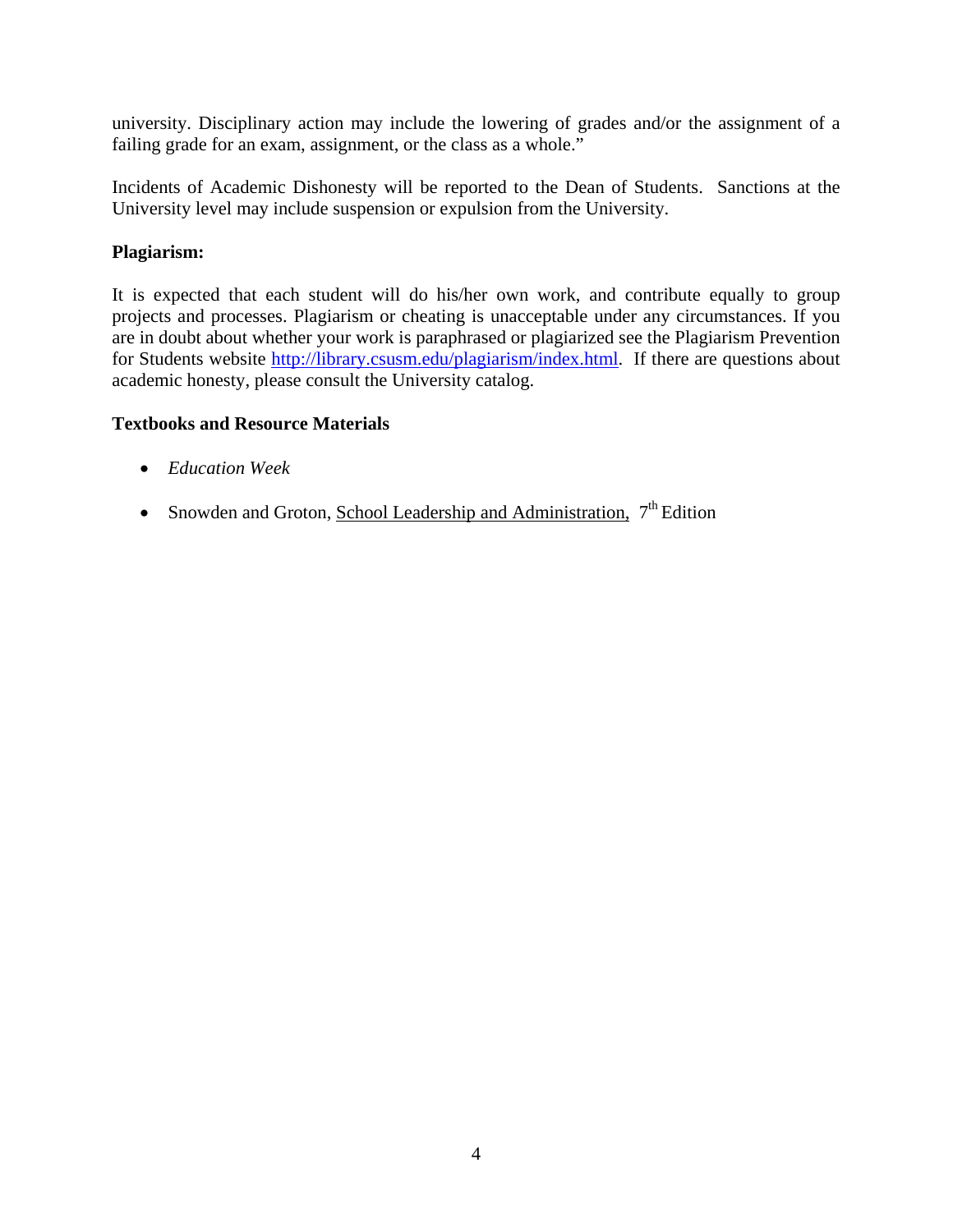university. Disciplinary action may include the lowering of grades and/or the assignment of a failing grade for an exam, assignment, or the class as a whole."

Incidents of Academic Dishonesty will be reported to the Dean of Students. Sanctions at the University level may include suspension or expulsion from the University.

**Plagiarism:**

It is expected that each student will do his/her own work, and contribute equally to group projects and processes. Plagiarism or cheating is unacceptable under any circumstances. If you are in doubt about whether your work is paraphrased or plagiarized see the Plagiarism Prevention for Students website http://library.csusm.edu/plagiarism/index.html. If there are questions about academic honesty, please consult the University catalog.

**Textbooks and Resource Materials**

- *Education Week*
- Snowden and Groton, School Leadership and Administration, 7th Edition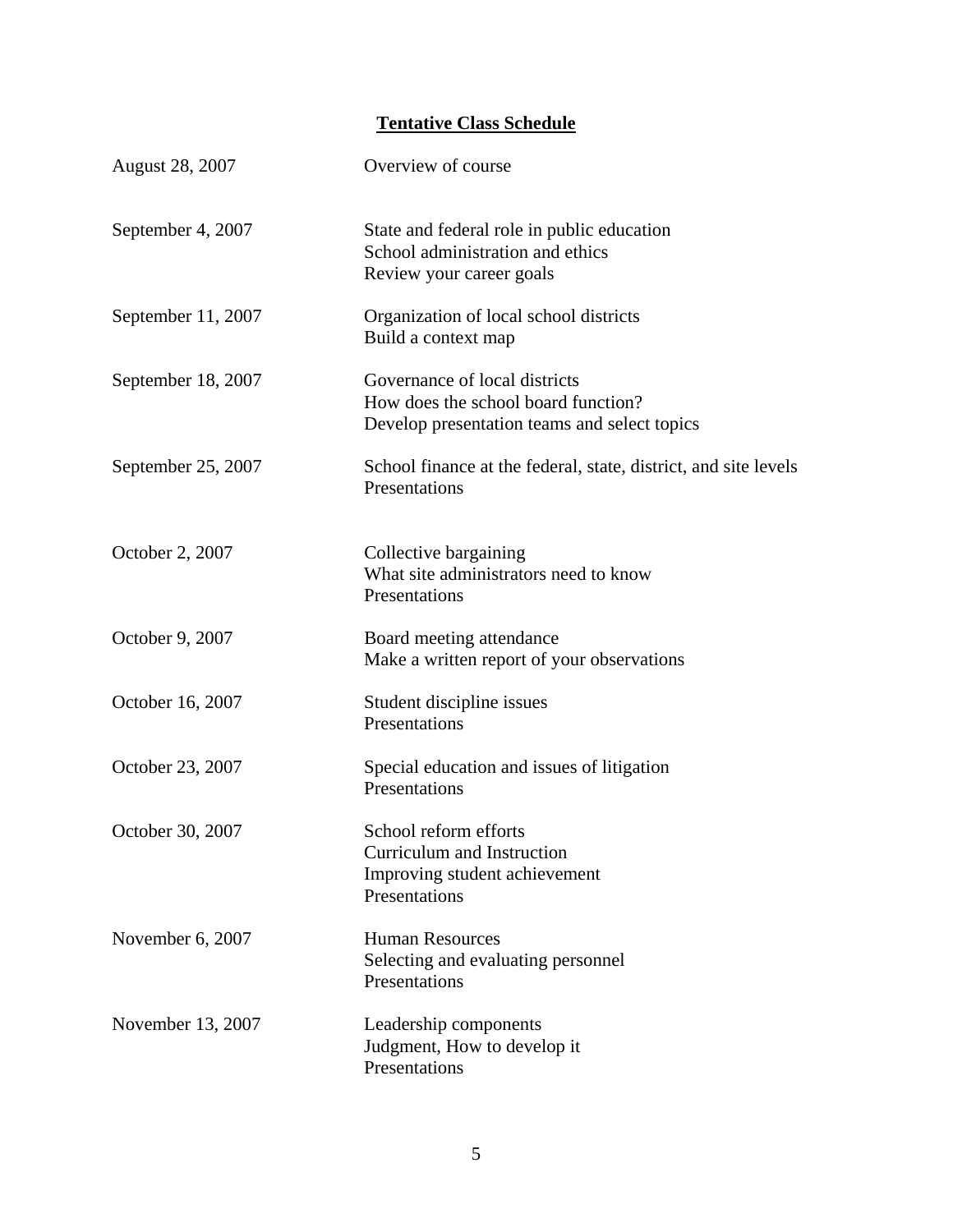## Tentative Class Schedule

| Date | Topics |
| --- | --- |
| August 28, 2007 | Overview of course |
| September 4, 2007 | State and federal role in public education<br>School administration and ethics<br>Review your career goals |
| September 11, 2007 | Organization of local school districts<br>Build a context map |
| September 18, 2007 | Governance of local districts<br>How does the school board function?<br>Develop presentation teams and select topics |
| September 25, 2007 | School finance at the federal, state, district, and site levels<br>Presentations |
| October 2, 2007 | Collective bargaining<br>What site administrators need to know<br>Presentations |
| October 9, 2007 | Board meeting attendance<br>Make a written report of your observations |
| October 16, 2007 | Student discipline issues<br>Presentations |
| October 23, 2007 | Special education and issues of litigation<br>Presentations |
| October 30, 2007 | School reform efforts<br>Curriculum and Instruction<br>Improving student achievement<br>Presentations |
| November 6, 2007 | Human Resources<br>Selecting and evaluating personnel<br>Presentations |
| November 13, 2007 | Leadership components<br>Judgment, How to develop it<br>Presentations |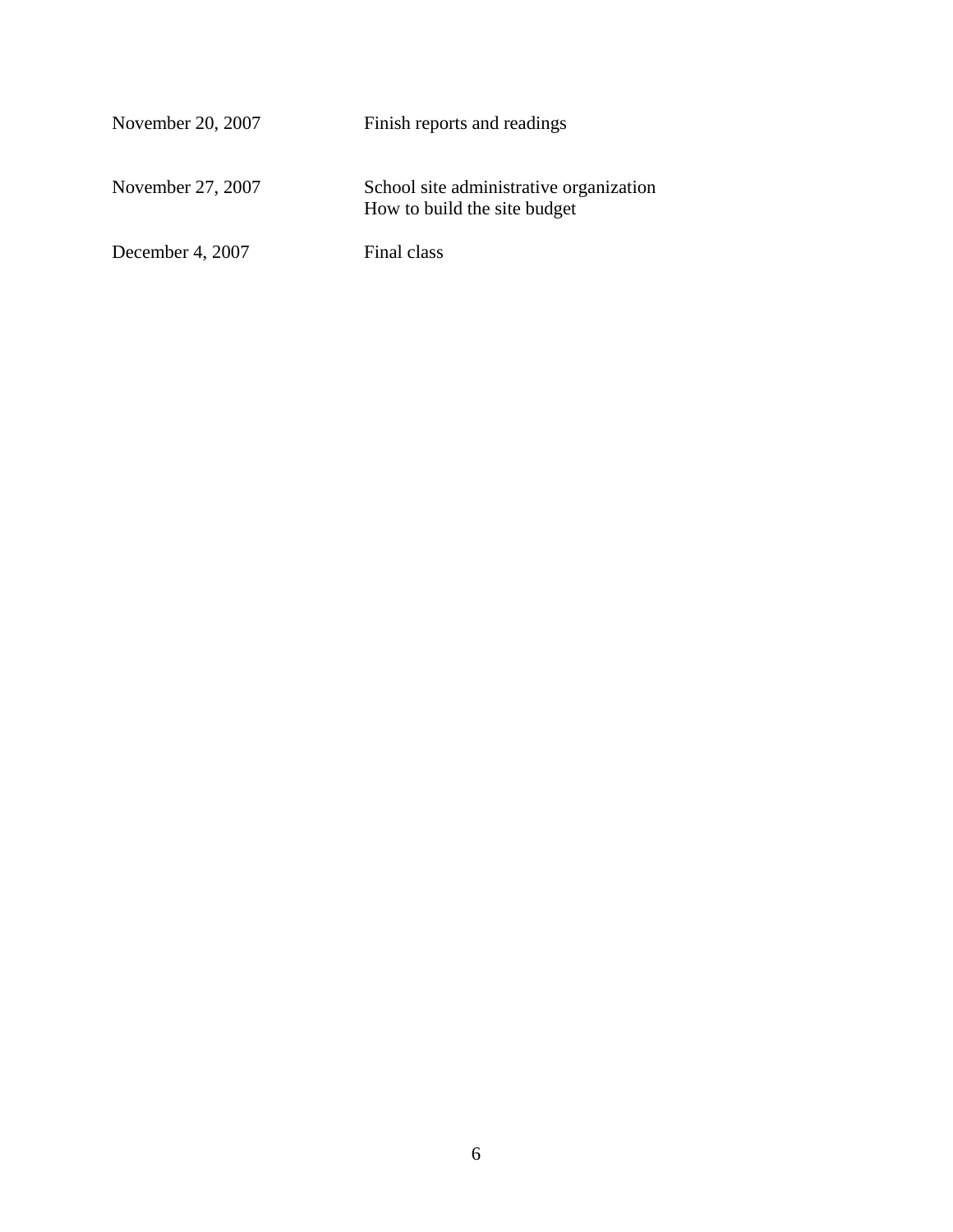| | |
|---|---|
| November 20, 2007 | Finish reports and readings |
| November 27, 2007 | School site administrative organization<br>How to build the site budget |
| December 4, 2007 | Final class |